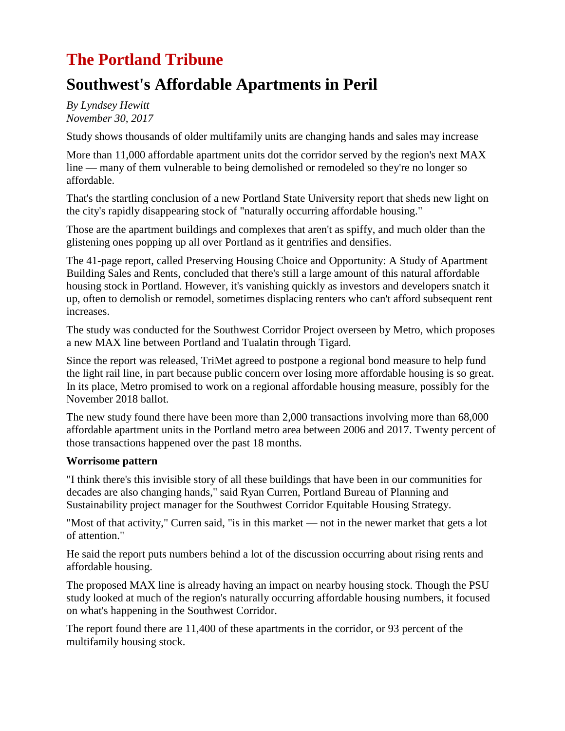# The Portland Tribune

## Southwest's Affordable Apartments in Peril

*By Lyndsey Hewitt*
*November 30, 2017*

Study shows thousands of older multifamily units are changing hands and sales may increase

More than 11,000 affordable apartment units dot the corridor served by the region's next MAX line — many of them vulnerable to being demolished or remodeled so they're no longer so affordable.

That's the startling conclusion of a new Portland State University report that sheds new light on the city's rapidly disappearing stock of "naturally occurring affordable housing."

Those are the apartment buildings and complexes that aren't as spiffy, and much older than the glistening ones popping up all over Portland as it gentrifies and densifies.

The 41-page report, called Preserving Housing Choice and Opportunity: A Study of Apartment Building Sales and Rents, concluded that there's still a large amount of this natural affordable housing stock in Portland. However, it's vanishing quickly as investors and developers snatch it up, often to demolish or remodel, sometimes displacing renters who can't afford subsequent rent increases.

The study was conducted for the Southwest Corridor Project overseen by Metro, which proposes a new MAX line between Portland and Tualatin through Tigard.

Since the report was released, TriMet agreed to postpone a regional bond measure to help fund the light rail line, in part because public concern over losing more affordable housing is so great. In its place, Metro promised to work on a regional affordable housing measure, possibly for the November 2018 ballot.

The new study found there have been more than 2,000 transactions involving more than 68,000 affordable apartment units in the Portland metro area between 2006 and 2017. Twenty percent of those transactions happened over the past 18 months.

**Worrisome pattern**

"I think there's this invisible story of all these buildings that have been in our communities for decades are also changing hands," said Ryan Curren, Portland Bureau of Planning and Sustainability project manager for the Southwest Corridor Equitable Housing Strategy.

"Most of that activity," Curren said, "is in this market — not in the newer market that gets a lot of attention."

He said the report puts numbers behind a lot of the discussion occurring about rising rents and affordable housing.

The proposed MAX line is already having an impact on nearby housing stock. Though the PSU study looked at much of the region's naturally occurring affordable housing numbers, it focused on what's happening in the Southwest Corridor.

The report found there are 11,400 of these apartments in the corridor, or 93 percent of the multifamily housing stock.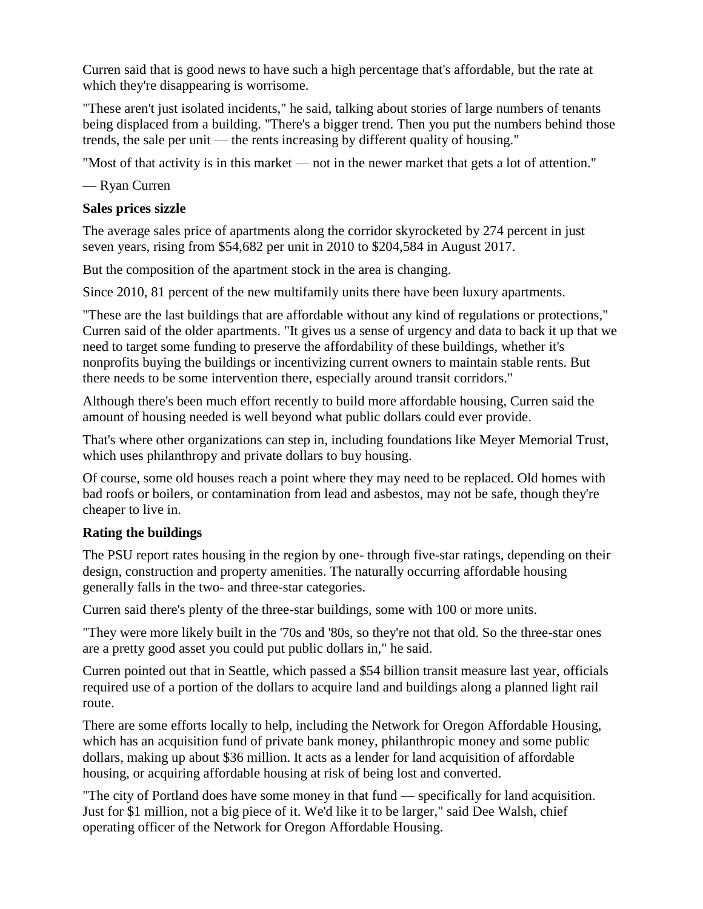Curren said that is good news to have such a high percentage that's affordable, but the rate at which they're disappearing is worrisome.

"These aren't just isolated incidents," he said, talking about stories of large numbers of tenants being displaced from a building. "There's a bigger trend. Then you put the numbers behind those trends, the sale per unit — the rents increasing by different quality of housing."

"Most of that activity is in this market — not in the newer market that gets a lot of attention."

— Ryan Curren

**Sales prices sizzle**

The average sales price of apartments along the corridor skyrocketed by 274 percent in just seven years, rising from $54,682 per unit in 2010 to $204,584 in August 2017.

But the composition of the apartment stock in the area is changing.

Since 2010, 81 percent of the new multifamily units there have been luxury apartments.

"These are the last buildings that are affordable without any kind of regulations or protections," Curren said of the older apartments. "It gives us a sense of urgency and data to back it up that we need to target some funding to preserve the affordability of these buildings, whether it's nonprofits buying the buildings or incentivizing current owners to maintain stable rents. But there needs to be some intervention there, especially around transit corridors."

Although there's been much effort recently to build more affordable housing, Curren said the amount of housing needed is well beyond what public dollars could ever provide.

That's where other organizations can step in, including foundations like Meyer Memorial Trust, which uses philanthropy and private dollars to buy housing.

Of course, some old houses reach a point where they may need to be replaced. Old homes with bad roofs or boilers, or contamination from lead and asbestos, may not be safe, though they're cheaper to live in.

**Rating the buildings**

The PSU report rates housing in the region by one- through five-star ratings, depending on their design, construction and property amenities. The naturally occurring affordable housing generally falls in the two- and three-star categories.

Curren said there's plenty of the three-star buildings, some with 100 or more units.

"They were more likely built in the '70s and '80s, so they're not that old. So the three-star ones are a pretty good asset you could put public dollars in," he said.

Curren pointed out that in Seattle, which passed a $54 billion transit measure last year, officials required use of a portion of the dollars to acquire land and buildings along a planned light rail route.

There are some efforts locally to help, including the Network for Oregon Affordable Housing, which has an acquisition fund of private bank money, philanthropic money and some public dollars, making up about $36 million. It acts as a lender for land acquisition of affordable housing, or acquiring affordable housing at risk of being lost and converted.

"The city of Portland does have some money in that fund — specifically for land acquisition. Just for $1 million, not a big piece of it. We'd like it to be larger," said Dee Walsh, chief operating officer of the Network for Oregon Affordable Housing.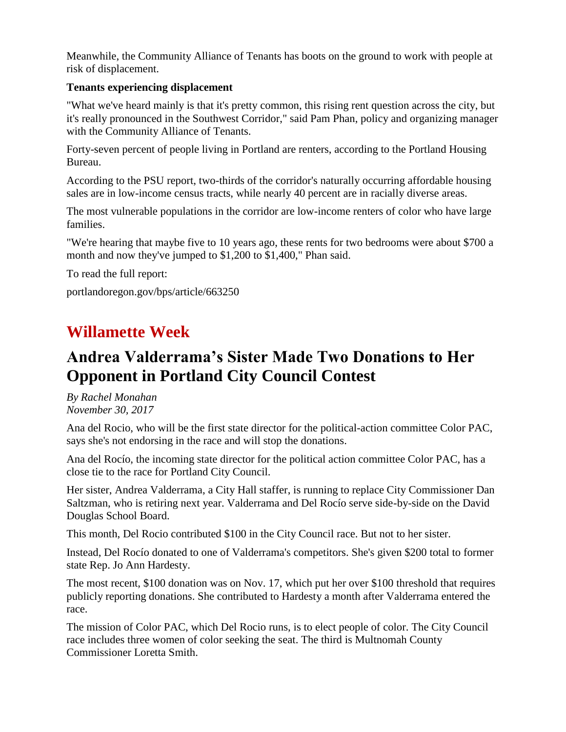Meanwhile, the Community Alliance of Tenants has boots on the ground to work with people at risk of displacement.

**Tenants experiencing displacement**

"What we've heard mainly is that it's pretty common, this rising rent question across the city, but it's really pronounced in the Southwest Corridor," said Pam Phan, policy and organizing manager with the Community Alliance of Tenants.

Forty-seven percent of people living in Portland are renters, according to the Portland Housing Bureau.

According to the PSU report, two-thirds of the corridor's naturally occurring affordable housing sales are in low-income census tracts, while nearly 40 percent are in racially diverse areas.

The most vulnerable populations in the corridor are low-income renters of color who have large families.

"We're hearing that maybe five to 10 years ago, these rents for two bedrooms were about $700 a month and now they've jumped to $1,200 to $1,400," Phan said.

To read the full report:

portlandoregon.gov/bps/article/663250

# Willamette Week

## Andrea Valderrama's Sister Made Two Donations to Her Opponent in Portland City Council Contest

*By Rachel Monahan*
*November 30, 2017*

Ana del Rocio, who will be the first state director for the political-action committee Color PAC, says she's not endorsing in the race and will stop the donations.

Ana del Rocío, the incoming state director for the political action committee Color PAC, has a close tie to the race for Portland City Council.

Her sister, Andrea Valderrama, a City Hall staffer, is running to replace City Commissioner Dan Saltzman, who is retiring next year. Valderrama and Del Rocío serve side-by-side on the David Douglas School Board.

This month, Del Rocio contributed $100 in the City Council race. But not to her sister.

Instead, Del Rocío donated to one of Valderrama's competitors. She's given $200 total to former state Rep. Jo Ann Hardesty.

The most recent, $100 donation was on Nov. 17, which put her over $100 threshold that requires publicly reporting donations. She contributed to Hardesty a month after Valderrama entered the race.

The mission of Color PAC, which Del Rocio runs, is to elect people of color. The City Council race includes three women of color seeking the seat. The third is Multnomah County Commissioner Loretta Smith.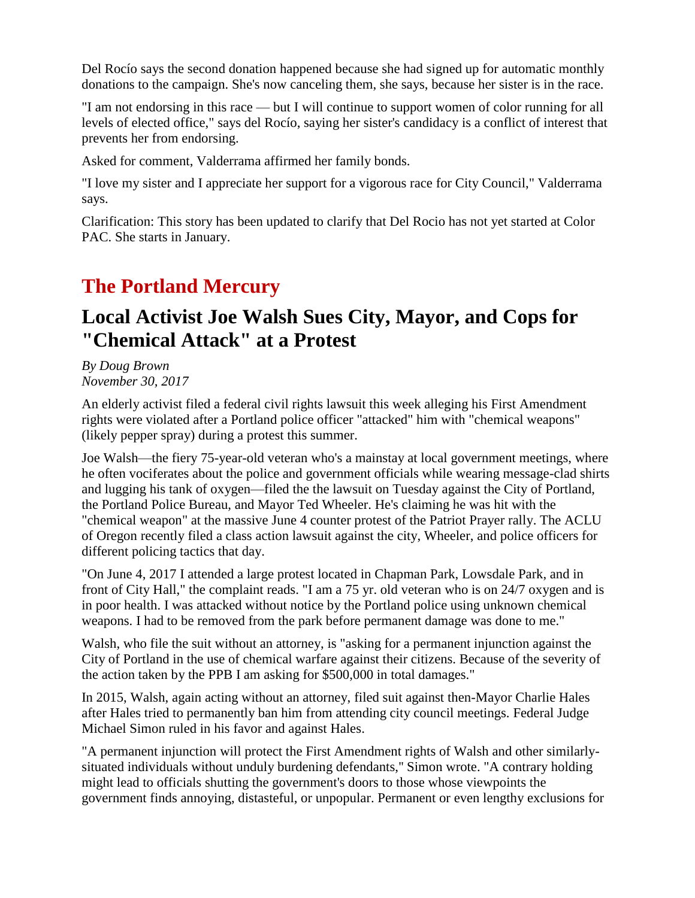Del Rocío says the second donation happened because she had signed up for automatic monthly donations to the campaign. She's now canceling them, she says, because her sister is in the race.

"I am not endorsing in this race — but I will continue to support women of color running for all levels of elected office," says del Rocío, saying her sister's candidacy is a conflict of interest that prevents her from endorsing.

Asked for comment, Valderrama affirmed her family bonds.

"I love my sister and I appreciate her support for a vigorous race for City Council," Valderrama says.

Clarification: This story has been updated to clarify that Del Rocio has not yet started at Color PAC. She starts in January.

## The Portland Mercury

## Local Activist Joe Walsh Sues City, Mayor, and Cops for "Chemical Attack" at a Protest

*By Doug Brown*
*November 30, 2017*

An elderly activist filed a federal civil rights lawsuit this week alleging his First Amendment rights were violated after a Portland police officer "attacked" him with "chemical weapons" (likely pepper spray) during a protest this summer.

Joe Walsh—the fiery 75-year-old veteran who's a mainstay at local government meetings, where he often vociferates about the police and government officials while wearing message-clad shirts and lugging his tank of oxygen—filed the the lawsuit on Tuesday against the City of Portland, the Portland Police Bureau, and Mayor Ted Wheeler. He's claiming he was hit with the "chemical weapon" at the massive June 4 counter protest of the Patriot Prayer rally. The ACLU of Oregon recently filed a class action lawsuit against the city, Wheeler, and police officers for different policing tactics that day.

"On June 4, 2017 I attended a large protest located in Chapman Park, Lowsdale Park, and in front of City Hall," the complaint reads. "I am a 75 yr. old veteran who is on 24/7 oxygen and is in poor health. I was attacked without notice by the Portland police using unknown chemical weapons. I had to be removed from the park before permanent damage was done to me."

Walsh, who file the suit without an attorney, is "asking for a permanent injunction against the City of Portland in the use of chemical warfare against their citizens. Because of the severity of the action taken by the PPB I am asking for $500,000 in total damages."

In 2015, Walsh, again acting without an attorney, filed suit against then-Mayor Charlie Hales after Hales tried to permanently ban him from attending city council meetings. Federal Judge Michael Simon ruled in his favor and against Hales.

"A permanent injunction will protect the First Amendment rights of Walsh and other similarly-situated individuals without unduly burdening defendants," Simon wrote. "A contrary holding might lead to officials shutting the government's doors to those whose viewpoints the government finds annoying, distasteful, or unpopular. Permanent or even lengthy exclusions for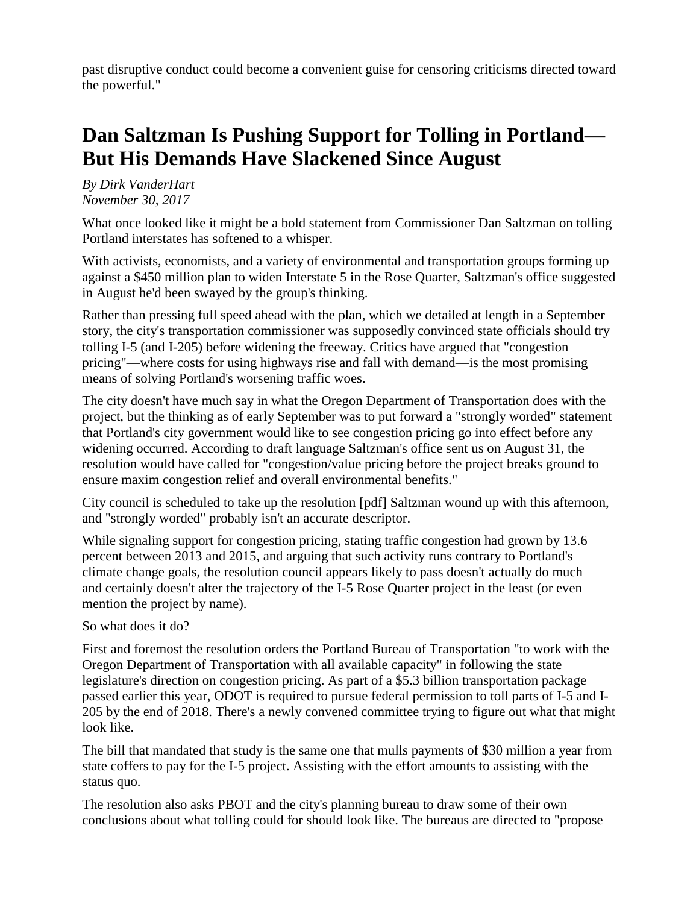past disruptive conduct could become a convenient guise for censoring criticisms directed toward the powerful."

## Dan Saltzman Is Pushing Support for Tolling in Portland—But His Demands Have Slackened Since August

*By Dirk VanderHart*
*November 30, 2017*

What once looked like it might be a bold statement from Commissioner Dan Saltzman on tolling Portland interstates has softened to a whisper.

With activists, economists, and a variety of environmental and transportation groups forming up against a $450 million plan to widen Interstate 5 in the Rose Quarter, Saltzman's office suggested in August he'd been swayed by the group's thinking.

Rather than pressing full speed ahead with the plan, which we detailed at length in a September story, the city's transportation commissioner was supposedly convinced state officials should try tolling I-5 (and I-205) before widening the freeway. Critics have argued that "congestion pricing"—where costs for using highways rise and fall with demand—is the most promising means of solving Portland's worsening traffic woes.

The city doesn't have much say in what the Oregon Department of Transportation does with the project, but the thinking as of early September was to put forward a "strongly worded" statement that Portland's city government would like to see congestion pricing go into effect before any widening occurred. According to draft language Saltzman's office sent us on August 31, the resolution would have called for "congestion/value pricing before the project breaks ground to ensure maxim congestion relief and overall environmental benefits."

City council is scheduled to take up the resolution [pdf] Saltzman wound up with this afternoon, and "strongly worded" probably isn't an accurate descriptor.

While signaling support for congestion pricing, stating traffic congestion had grown by 13.6 percent between 2013 and 2015, and arguing that such activity runs contrary to Portland's climate change goals, the resolution council appears likely to pass doesn't actually do much—and certainly doesn't alter the trajectory of the I-5 Rose Quarter project in the least (or even mention the project by name).

So what does it do?

First and foremost the resolution orders the Portland Bureau of Transportation "to work with the Oregon Department of Transportation with all available capacity" in following the state legislature's direction on congestion pricing. As part of a $5.3 billion transportation package passed earlier this year, ODOT is required to pursue federal permission to toll parts of I-5 and I-205 by the end of 2018. There's a newly convened committee trying to figure out what that might look like.

The bill that mandated that study is the same one that mulls payments of $30 million a year from state coffers to pay for the I-5 project. Assisting with the effort amounts to assisting with the status quo.

The resolution also asks PBOT and the city's planning bureau to draw some of their own conclusions about what tolling could for should look like. The bureaus are directed to "propose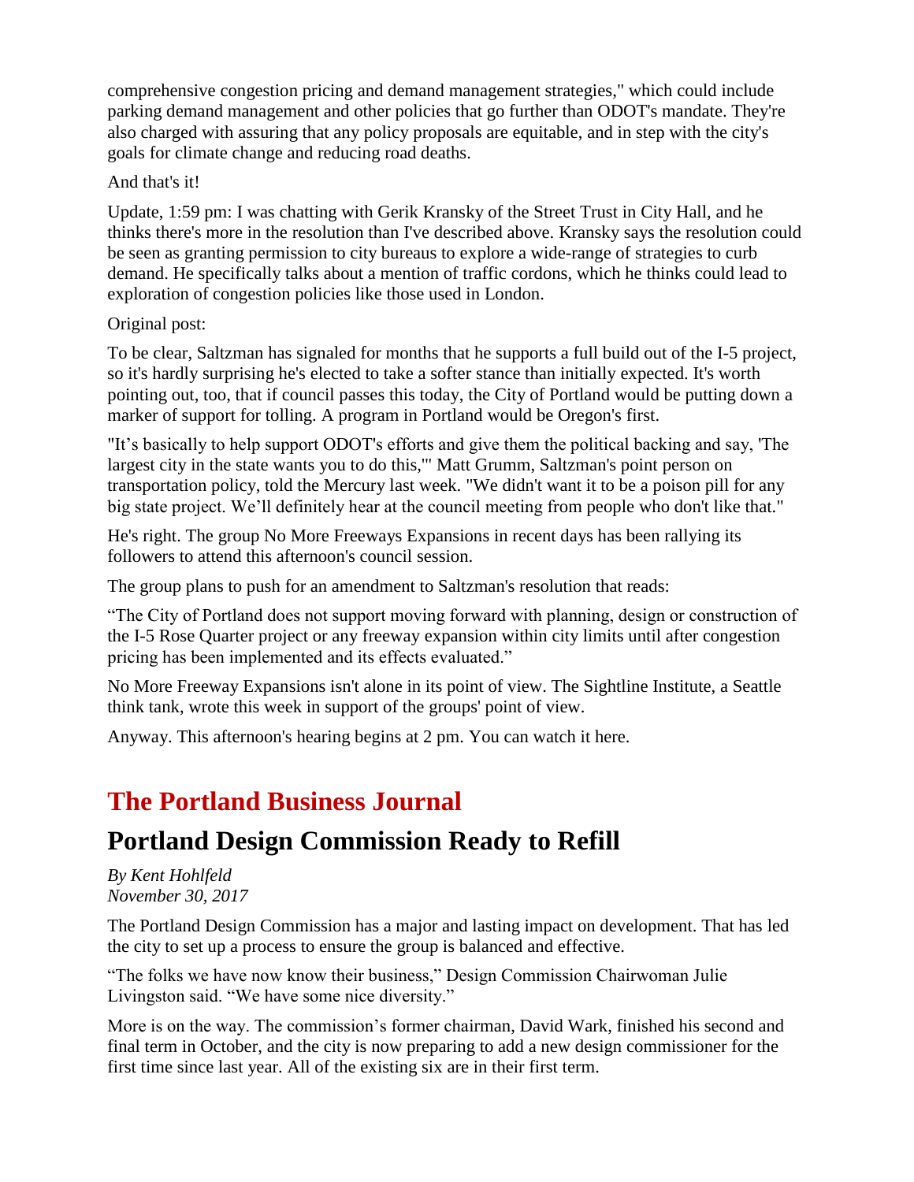comprehensive congestion pricing and demand management strategies," which could include parking demand management and other policies that go further than ODOT's mandate. They're also charged with assuring that any policy proposals are equitable, and in step with the city's goals for climate change and reducing road deaths.

And that's it!

Update, 1:59 pm: I was chatting with Gerik Kransky of the Street Trust in City Hall, and he thinks there's more in the resolution than I've described above. Kransky says the resolution could be seen as granting permission to city bureaus to explore a wide-range of strategies to curb demand. He specifically talks about a mention of traffic cordons, which he thinks could lead to exploration of congestion policies like those used in London.

Original post:

To be clear, Saltzman has signaled for months that he supports a full build out of the I-5 project, so it's hardly surprising he's elected to take a softer stance than initially expected. It's worth pointing out, too, that if council passes this today, the City of Portland would be putting down a marker of support for tolling. A program in Portland would be Oregon's first.

"It's basically to help support ODOT's efforts and give them the political backing and say, 'The largest city in the state wants you to do this,'" Matt Grumm, Saltzman's point person on transportation policy, told the Mercury last week. "We didn't want it to be a poison pill for any big state project. We'll definitely hear at the council meeting from people who don't like that."

He's right. The group No More Freeways Expansions in recent days has been rallying its followers to attend this afternoon's council session.

The group plans to push for an amendment to Saltzman's resolution that reads:

"The City of Portland does not support moving forward with planning, design or construction of the I-5 Rose Quarter project or any freeway expansion within city limits until after congestion pricing has been implemented and its effects evaluated."

No More Freeway Expansions isn't alone in its point of view. The Sightline Institute, a Seattle think tank, wrote this week in support of the groups' point of view.

Anyway. This afternoon's hearing begins at 2 pm. You can watch it here.

## The Portland Business Journal

## Portland Design Commission Ready to Refill

*By Kent Hohlfeld*
*November 30, 2017*

The Portland Design Commission has a major and lasting impact on development. That has led the city to set up a process to ensure the group is balanced and effective.

"The folks we have now know their business," Design Commission Chairwoman Julie Livingston said. "We have some nice diversity."

More is on the way. The commission's former chairman, David Wark, finished his second and final term in October, and the city is now preparing to add a new design commissioner for the first time since last year. All of the existing six are in their first term.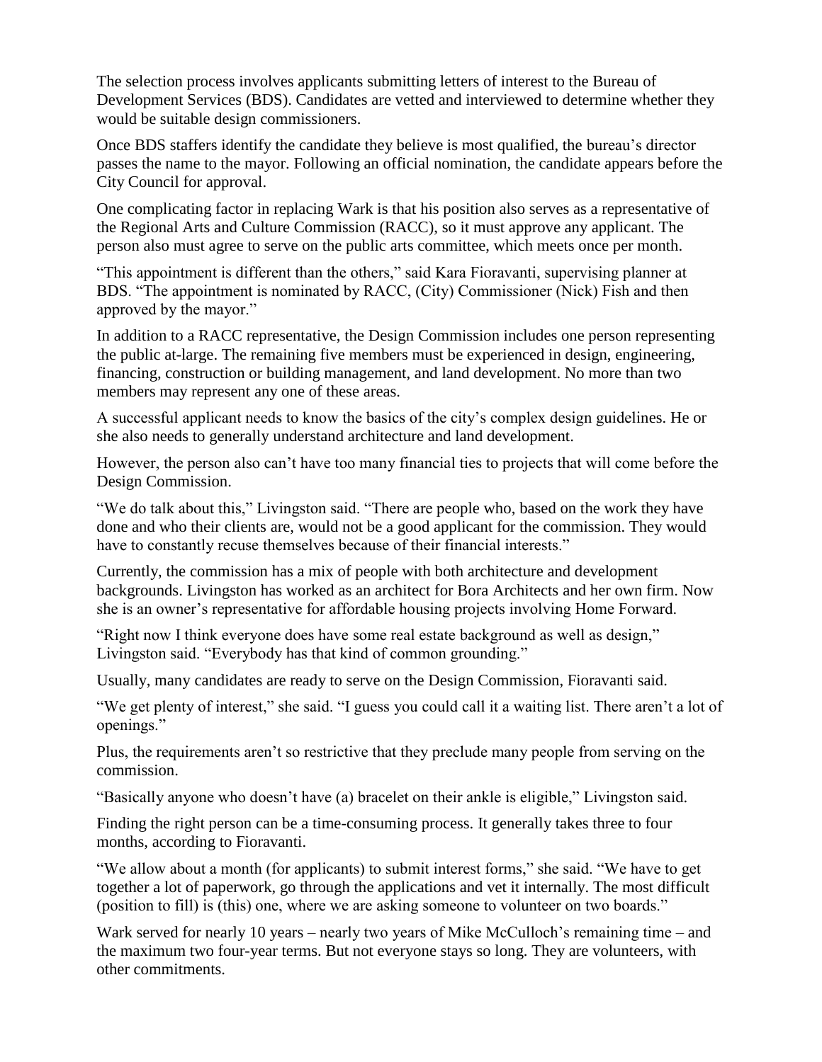The selection process involves applicants submitting letters of interest to the Bureau of Development Services (BDS). Candidates are vetted and interviewed to determine whether they would be suitable design commissioners.

Once BDS staffers identify the candidate they believe is most qualified, the bureau's director passes the name to the mayor. Following an official nomination, the candidate appears before the City Council for approval.

One complicating factor in replacing Wark is that his position also serves as a representative of the Regional Arts and Culture Commission (RACC), so it must approve any applicant. The person also must agree to serve on the public arts committee, which meets once per month.

"This appointment is different than the others," said Kara Fioravanti, supervising planner at BDS. "The appointment is nominated by RACC, (City) Commissioner (Nick) Fish and then approved by the mayor."

In addition to a RACC representative, the Design Commission includes one person representing the public at-large. The remaining five members must be experienced in design, engineering, financing, construction or building management, and land development. No more than two members may represent any one of these areas.

A successful applicant needs to know the basics of the city's complex design guidelines. He or she also needs to generally understand architecture and land development.

However, the person also can't have too many financial ties to projects that will come before the Design Commission.

"We do talk about this," Livingston said. "There are people who, based on the work they have done and who their clients are, would not be a good applicant for the commission. They would have to constantly recuse themselves because of their financial interests."

Currently, the commission has a mix of people with both architecture and development backgrounds. Livingston has worked as an architect for Bora Architects and her own firm. Now she is an owner's representative for affordable housing projects involving Home Forward.

"Right now I think everyone does have some real estate background as well as design," Livingston said. "Everybody has that kind of common grounding."

Usually, many candidates are ready to serve on the Design Commission, Fioravanti said.

"We get plenty of interest," she said. "I guess you could call it a waiting list. There aren't a lot of openings."

Plus, the requirements aren't so restrictive that they preclude many people from serving on the commission.

"Basically anyone who doesn't have (a) bracelet on their ankle is eligible," Livingston said.

Finding the right person can be a time-consuming process. It generally takes three to four months, according to Fioravanti.

"We allow about a month (for applicants) to submit interest forms," she said. "We have to get together a lot of paperwork, go through the applications and vet it internally. The most difficult (position to fill) is (this) one, where we are asking someone to volunteer on two boards."

Wark served for nearly 10 years – nearly two years of Mike McCulloch's remaining time – and the maximum two four-year terms. But not everyone stays so long. They are volunteers, with other commitments.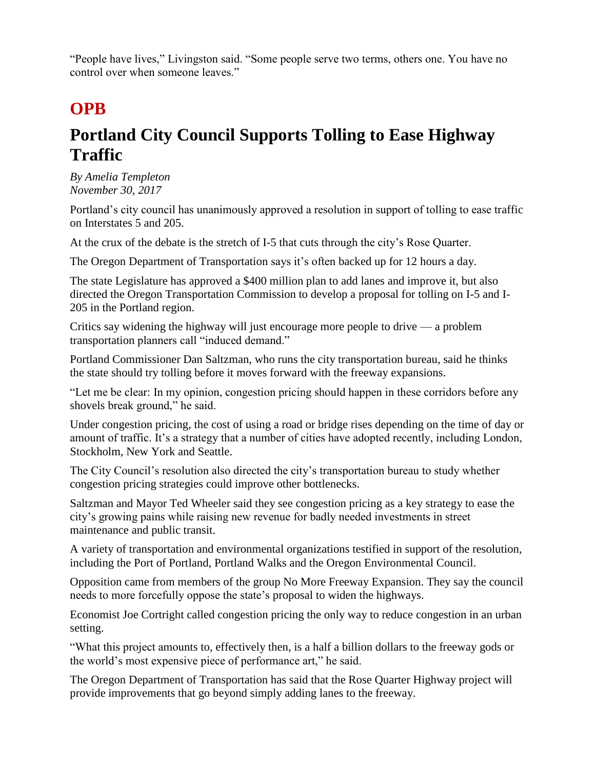"People have lives," Livingston said. "Some people serve two terms, others one. You have no control over when someone leaves."

## OPB

# Portland City Council Supports Tolling to Ease Highway Traffic

*By Amelia Templeton*
*November 30, 2017*

Portland's city council has unanimously approved a resolution in support of tolling to ease traffic on Interstates 5 and 205.

At the crux of the debate is the stretch of I-5 that cuts through the city's Rose Quarter.

The Oregon Department of Transportation says it's often backed up for 12 hours a day.

The state Legislature has approved a $400 million plan to add lanes and improve it, but also directed the Oregon Transportation Commission to develop a proposal for tolling on I-5 and I-205 in the Portland region.

Critics say widening the highway will just encourage more people to drive — a problem transportation planners call "induced demand."

Portland Commissioner Dan Saltzman, who runs the city transportation bureau, said he thinks the state should try tolling before it moves forward with the freeway expansions.

"Let me be clear: In my opinion, congestion pricing should happen in these corridors before any shovels break ground," he said.

Under congestion pricing, the cost of using a road or bridge rises depending on the time of day or amount of traffic. It's a strategy that a number of cities have adopted recently, including London, Stockholm, New York and Seattle.

The City Council's resolution also directed the city's transportation bureau to study whether congestion pricing strategies could improve other bottlenecks.

Saltzman and Mayor Ted Wheeler said they see congestion pricing as a key strategy to ease the city's growing pains while raising new revenue for badly needed investments in street maintenance and public transit.

A variety of transportation and environmental organizations testified in support of the resolution, including the Port of Portland, Portland Walks and the Oregon Environmental Council.

Opposition came from members of the group No More Freeway Expansion. They say the council needs to more forcefully oppose the state's proposal to widen the highways.

Economist Joe Cortright called congestion pricing the only way to reduce congestion in an urban setting.

"What this project amounts to, effectively then, is a half a billion dollars to the freeway gods or the world's most expensive piece of performance art," he said.

The Oregon Department of Transportation has said that the Rose Quarter Highway project will provide improvements that go beyond simply adding lanes to the freeway.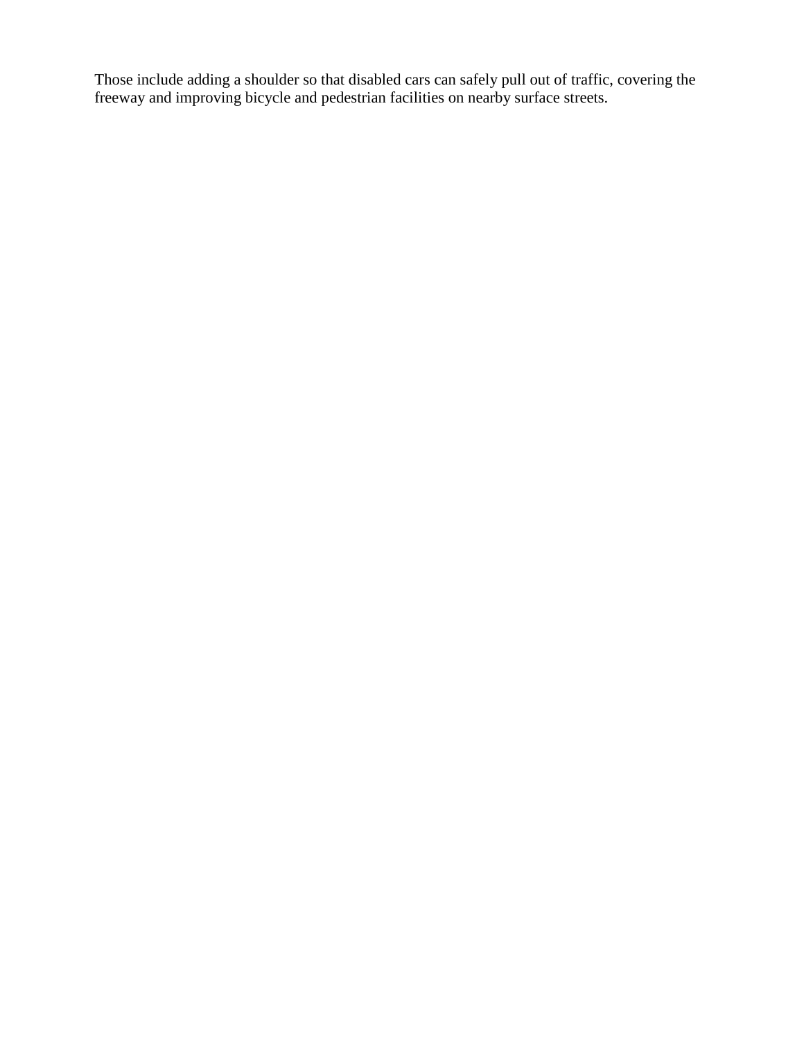Those include adding a shoulder so that disabled cars can safely pull out of traffic, covering the freeway and improving bicycle and pedestrian facilities on nearby surface streets.